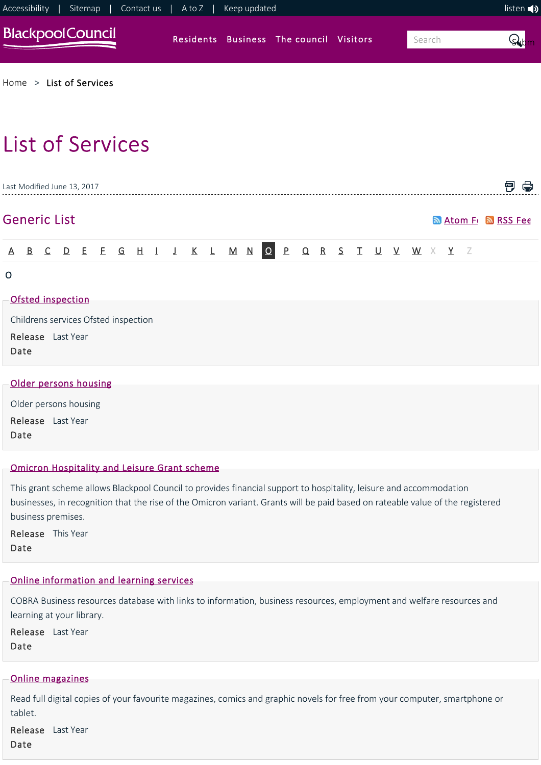Accessibility | Sitemap | Contact us | A to Z | Keep updated

listen

Blackpool Council

Residents Business The council Visitors

Search

Home > List of Services

# List of Services

Last Modified June 13, 2017

## Generic List

Atom Fe RSS Fee

A B C D E F G H I J K L M N O P Q R S T U V W X Y Z

O

### Ofsted inspection

Childrens services Ofsted inspection

**Release Date** Last Year

### Older persons housing

Older persons housing

**Release Date** Last Year

### Omicron Hospitality and Leisure Grant scheme

This grant scheme allows Blackpool Council to provides financial support to hospitality, leisure and accommodation businesses, in recognition that the rise of the Omicron variant. Grants will be paid based on rateable value of the registered business premises.

**Release Date** This Year

### Online information and learning services

COBRA Business resources database with links to information, business resources, employment and welfare resources and learning at your library.

**Release Date** Last Year

### Online magazines

Read full digital copies of your favourite magazines, comics and graphic novels for free from your computer, smartphone or tablet.

**Release Date** Last Year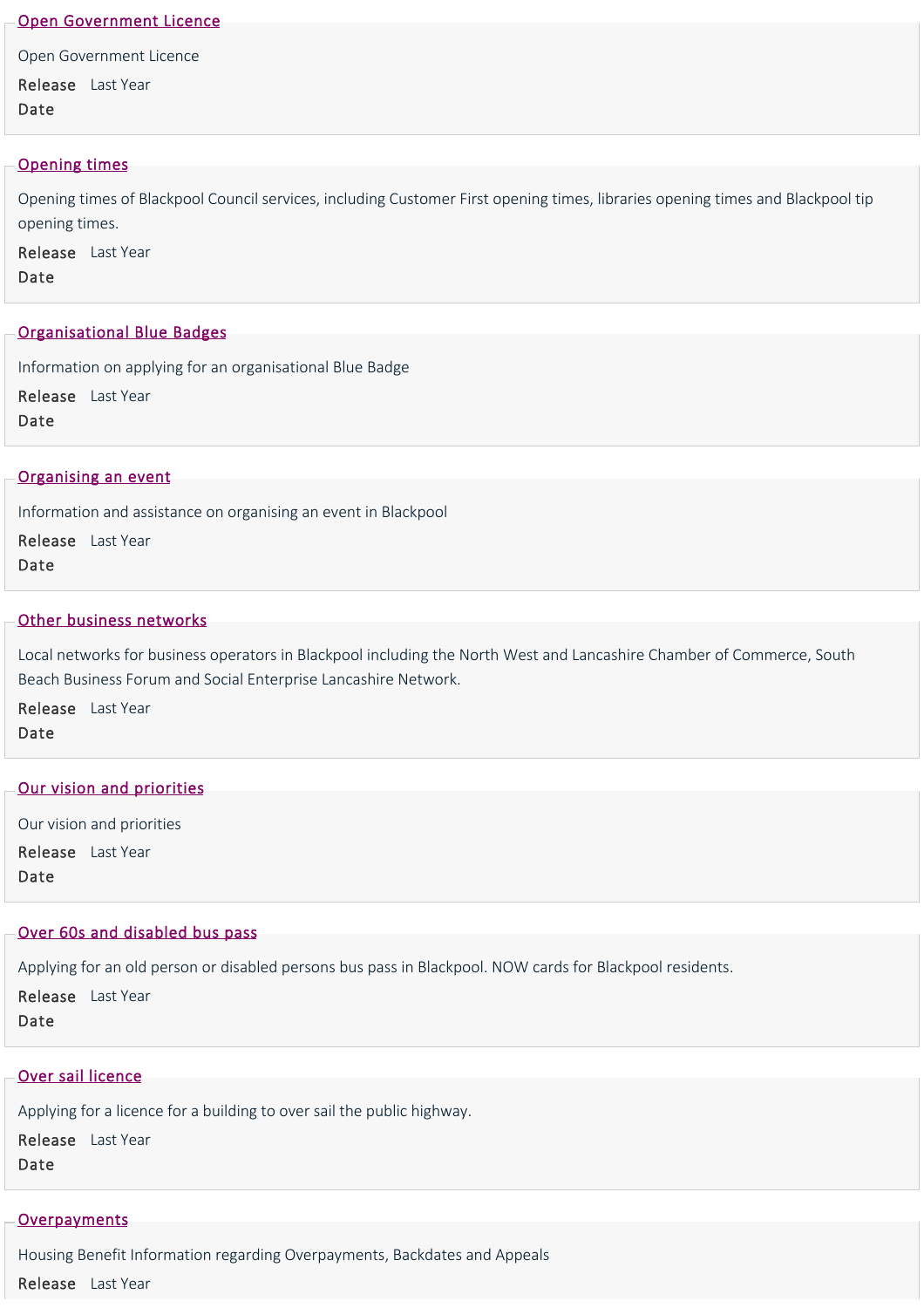## Open Government Licence

Open Government Licence

**Release Date** Last Year

## Opening times

Opening times of Blackpool Council services, including Customer First opening times, libraries opening times and Blackpool tip opening times.

**Release Date** Last Year

## Organisational Blue Badges

Information on applying for an organisational Blue Badge

**Release Date** Last Year

## Organising an event

Information and assistance on organising an event in Blackpool

**Release Date** Last Year

## Other business networks

Local networks for business operators in Blackpool including the North West and Lancashire Chamber of Commerce, South Beach Business Forum and Social Enterprise Lancashire Network.

**Release Date** Last Year

## Our vision and priorities

Our vision and priorities

**Release Date** Last Year

## Over 60s and disabled bus pass

Applying for an old person or disabled persons bus pass in Blackpool. NOW cards for Blackpool residents.

**Release Date** Last Year

## Over sail licence

Applying for a licence for a building to over sail the public highway.

**Release Date** Last Year

## Overpayments

Housing Benefit Information regarding Overpayments, Backdates and Appeals

**Release** Last Year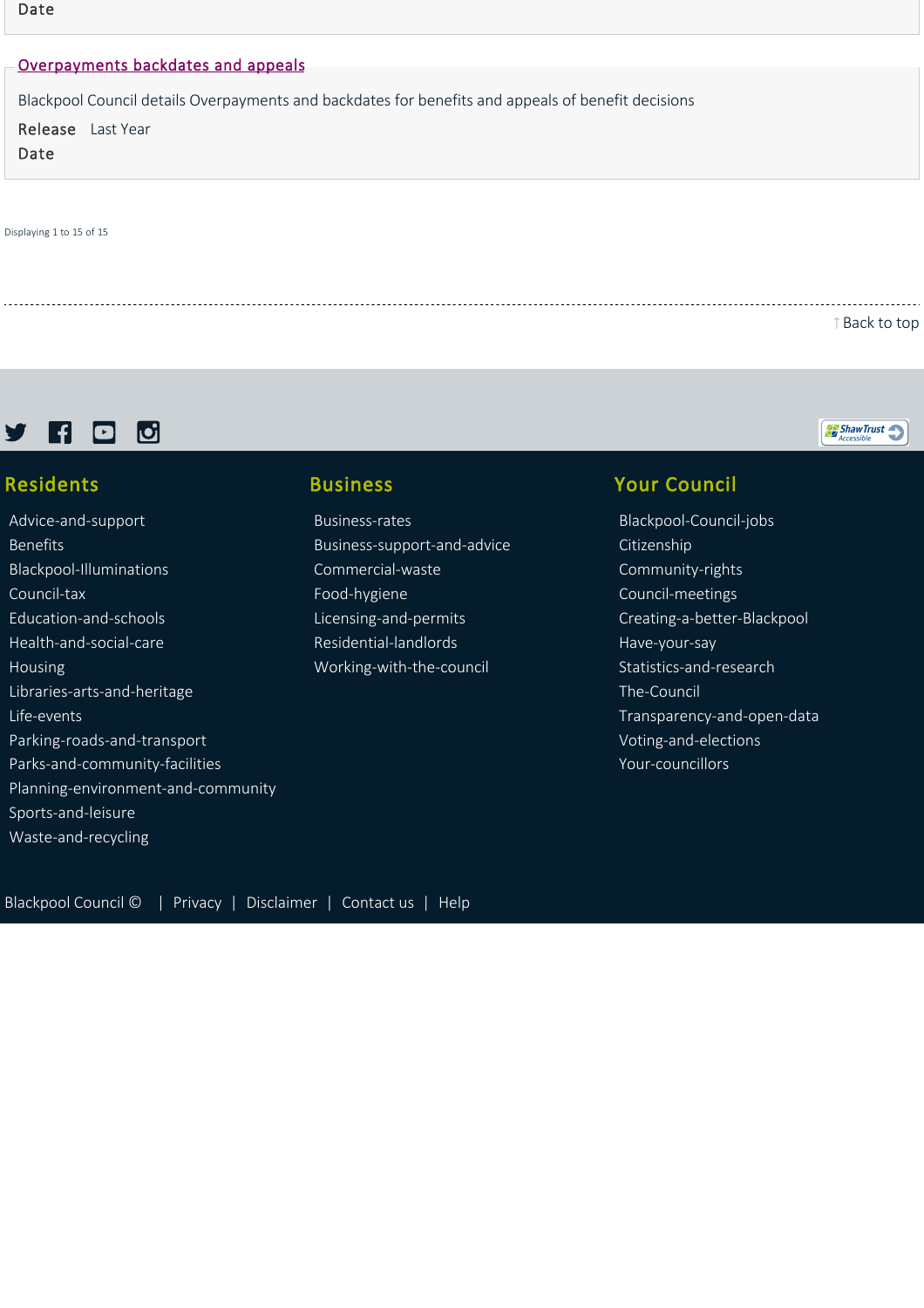Date

[Overpayments backdates and appeals]

Blackpool Council details Overpayments and backdates for benefits and appeals of benefit decisions

**Release Date** Last Year

Displaying 1 to 15 of 15

↑ Back to top

## Residents

- Advice-and-support
- Benefits
- Blackpool-Illuminations
- Council-tax
- Education-and-schools
- Health-and-social-care
- Housing
- Libraries-arts-and-heritage
- Life-events
- Parking-roads-and-transport
- Parks-and-community-facilities
- Planning-environment-and-community
- Sports-and-leisure
- Waste-and-recycling

## Business

- Business-rates
- Business-support-and-advice
- Commercial-waste
- Food-hygiene
- Licensing-and-permits
- Residential-landlords
- Working-with-the-council

## Your Council

- Blackpool-Council-jobs
- Citizenship
- Community-rights
- Council-meetings
- Creating-a-better-Blackpool
- Have-your-say
- Statistics-and-research
- The-Council
- Transparency-and-open-data
- Voting-and-elections
- Your-councillors

Blackpool Council © | Privacy | Disclaimer | Contact us | Help